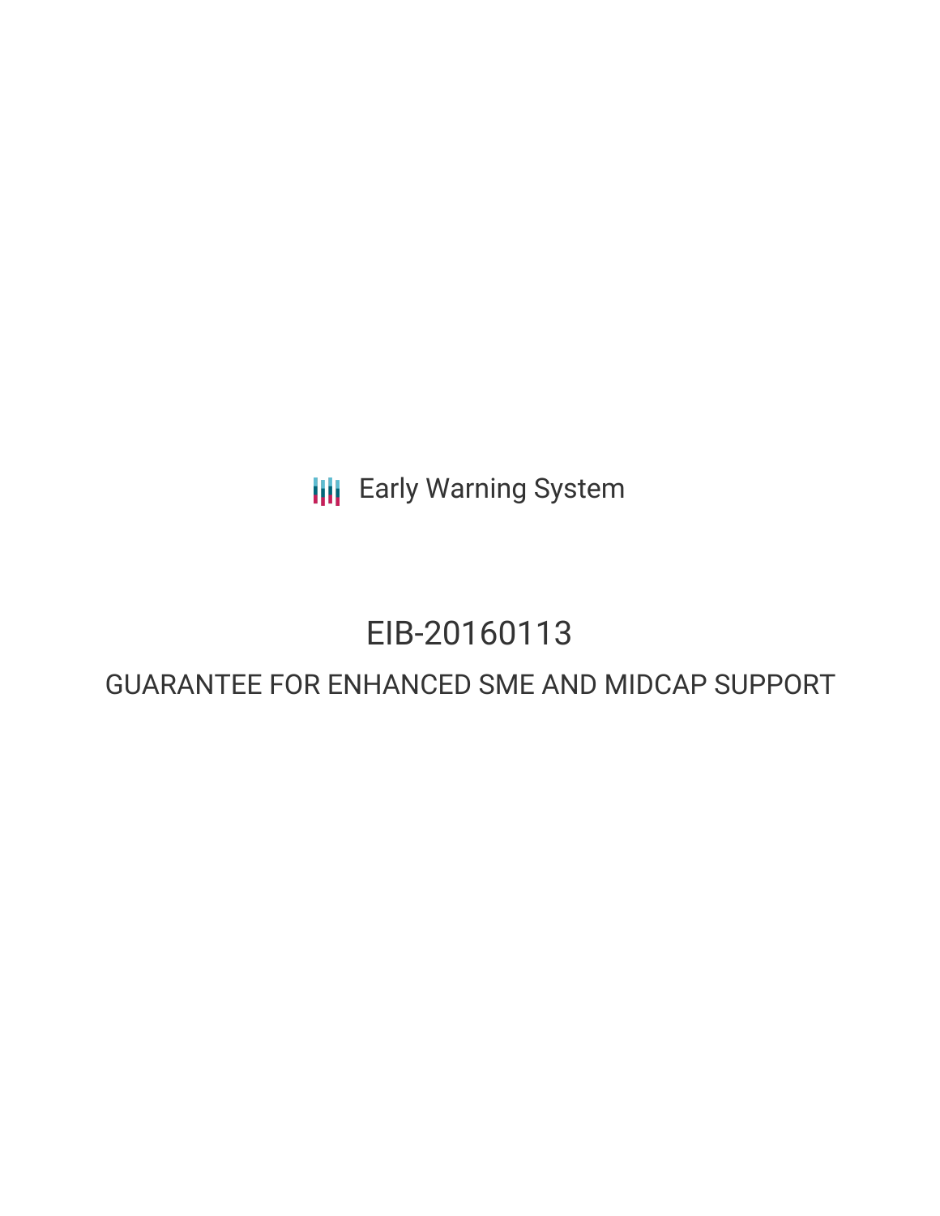Early Warning System

# EIB-20160113

## GUARANTEE FOR ENHANCED SME AND MIDCAP SUPPORT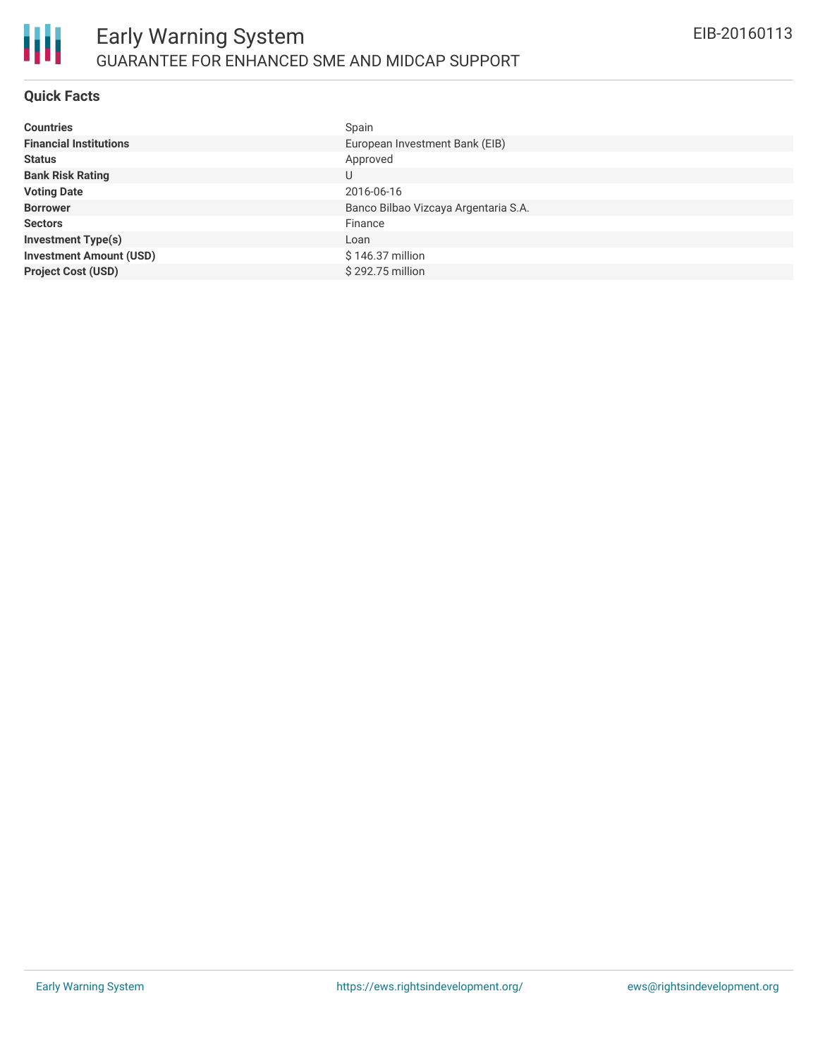# Early Warning System

GUARANTEE FOR ENHANCED SME AND MIDCAP SUPPORT

EIB-20160113

## Quick Facts

| | |
|---|---|
| **Countries** | Spain |
| **Financial Institutions** | European Investment Bank (EIB) |
| **Status** | Approved |
| **Bank Risk Rating** | U |
| **Voting Date** | 2016-06-16 |
| **Borrower** | Banco Bilbao Vizcaya Argentaria S.A. |
| **Sectors** | Finance |
| **Investment Type(s)** | Loan |
| **Investment Amount (USD)** | $ 146.37 million |
| **Project Cost (USD)** | $ 292.75 million |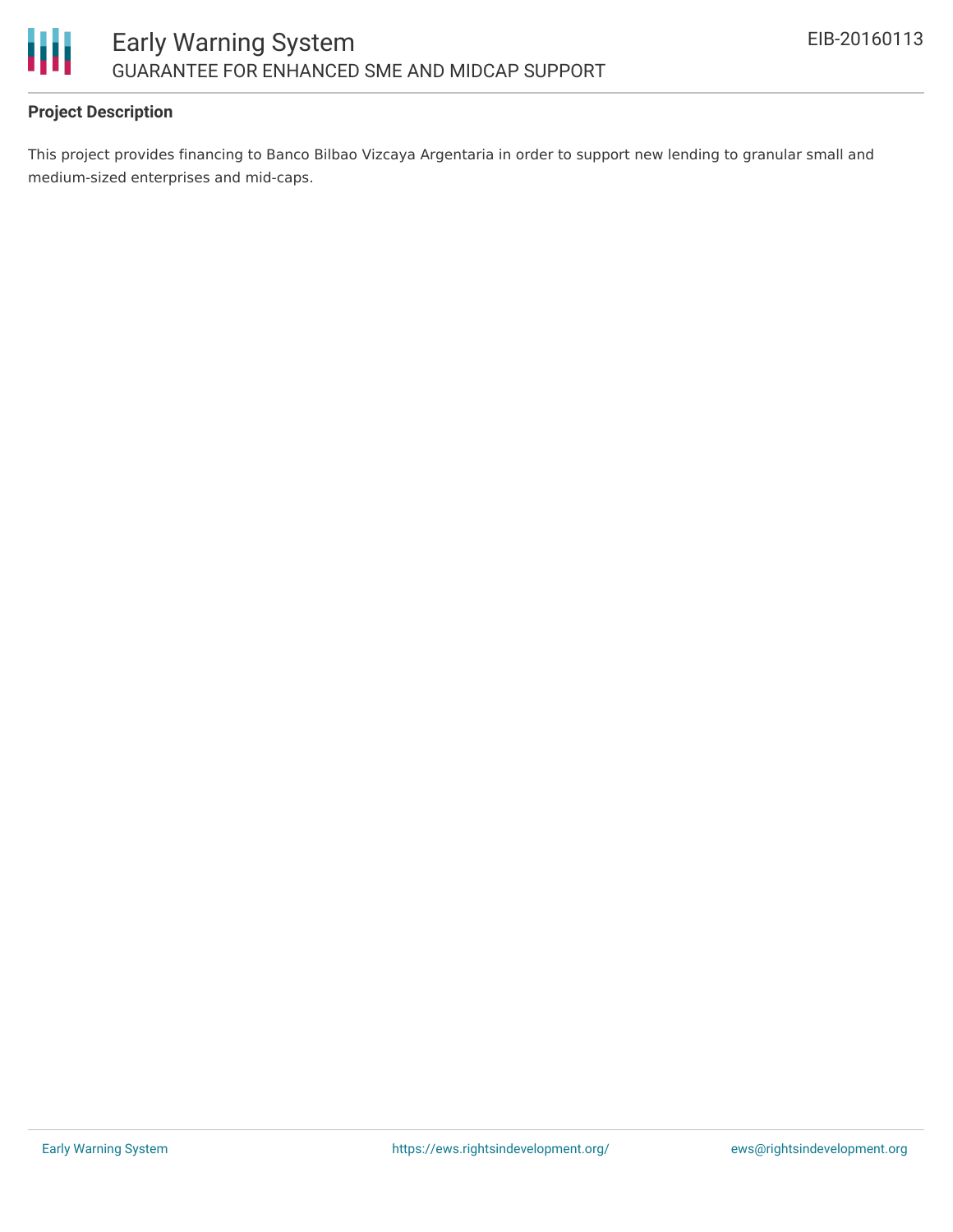**Project Description**

This project provides financing to Banco Bilbao Vizcaya Argentaria in order to support new lending to granular small and medium-sized enterprises and mid-caps.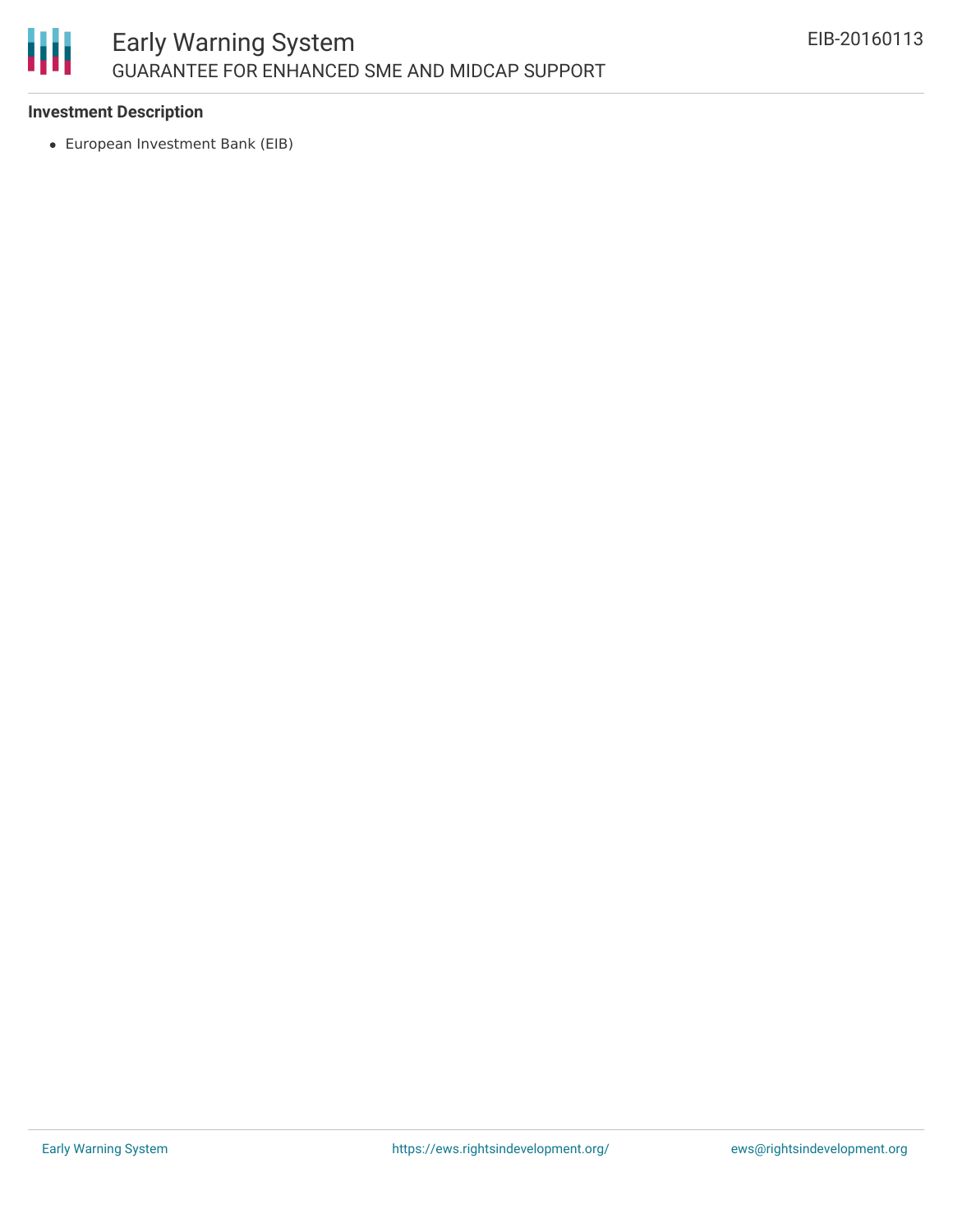**Investment Description**

- European Investment Bank (EIB)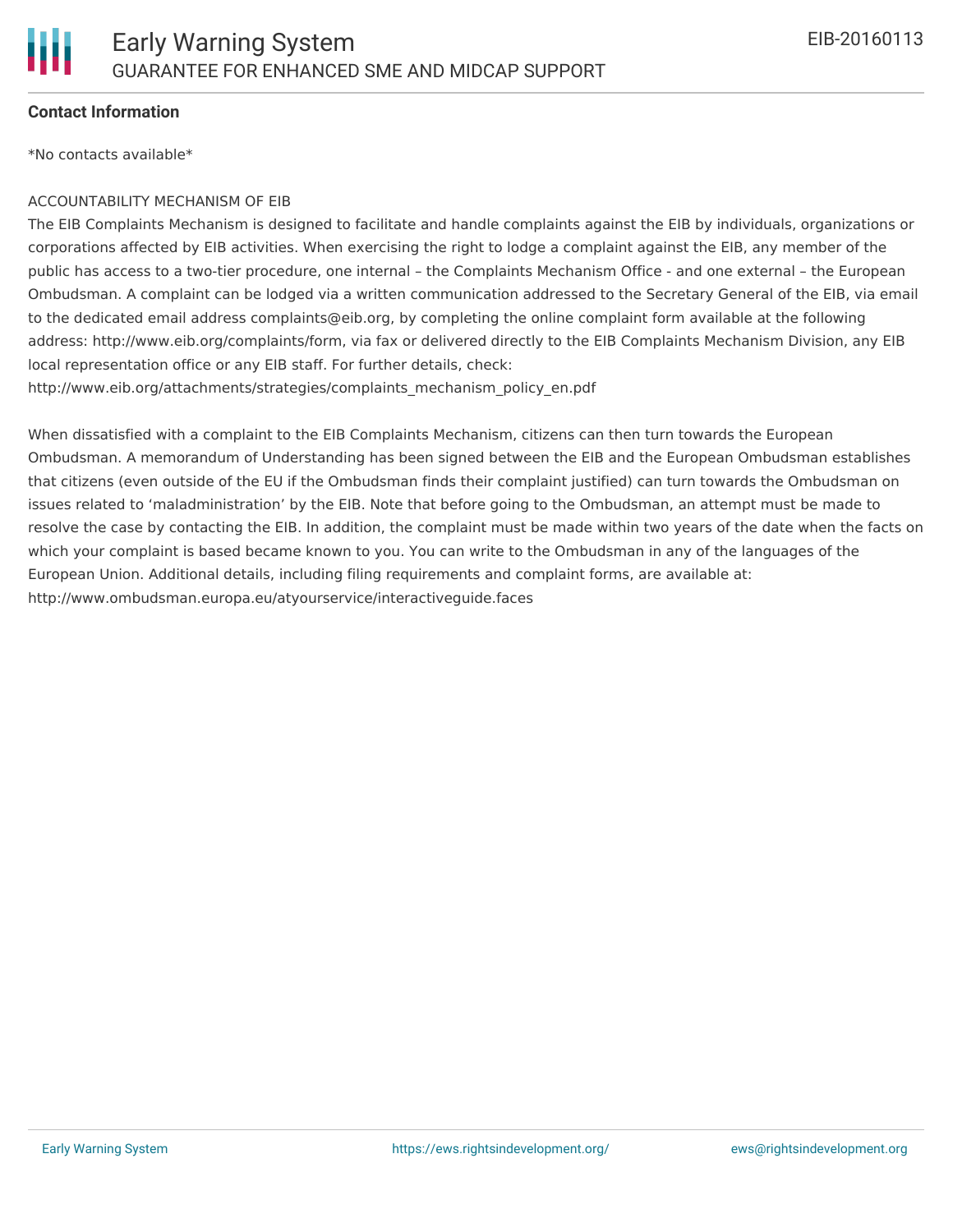**Contact Information**

*No contacts available*

ACCOUNTABILITY MECHANISM OF EIB

The EIB Complaints Mechanism is designed to facilitate and handle complaints against the EIB by individuals, organizations or corporations affected by EIB activities. When exercising the right to lodge a complaint against the EIB, any member of the public has access to a two-tier procedure, one internal – the Complaints Mechanism Office - and one external – the European Ombudsman. A complaint can be lodged via a written communication addressed to the Secretary General of the EIB, via email to the dedicated email address complaints@eib.org, by completing the online complaint form available at the following address: http://www.eib.org/complaints/form, via fax or delivered directly to the EIB Complaints Mechanism Division, any EIB local representation office or any EIB staff. For further details, check: http://www.eib.org/attachments/strategies/complaints_mechanism_policy_en.pdf

When dissatisfied with a complaint to the EIB Complaints Mechanism, citizens can then turn towards the European Ombudsman. A memorandum of Understanding has been signed between the EIB and the European Ombudsman establishes that citizens (even outside of the EU if the Ombudsman finds their complaint justified) can turn towards the Ombudsman on issues related to 'maladministration' by the EIB. Note that before going to the Ombudsman, an attempt must be made to resolve the case by contacting the EIB. In addition, the complaint must be made within two years of the date when the facts on which your complaint is based became known to you. You can write to the Ombudsman in any of the languages of the European Union. Additional details, including filing requirements and complaint forms, are available at: http://www.ombudsman.europa.eu/atyourservice/interactiveguide.faces